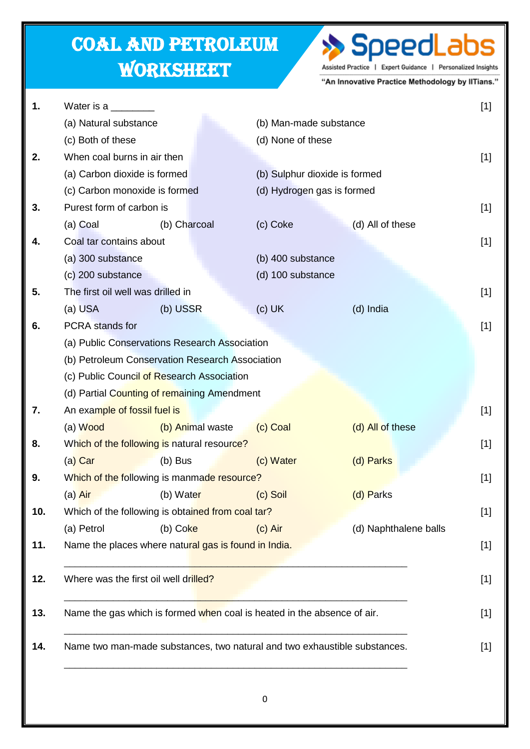# COAL AND PETROLEUM WORKSHEET

**SpeedLabs**
Assisted Practice | Expert Guidance | Personalized Insights
"An Innovative Practice Methodology by IITians."

**1.** Water is a ________ [1]

(a) Natural substance (b) Man-made substance
(c) Both of these (d) None of these

**2.** When coal burns in air then [1]

(a) Carbon dioxide is formed (b) Sulphur dioxide is formed
(c) Carbon monoxide is formed (d) Hydrogen gas is formed

**3.** Purest form of carbon is [1]

(a) Coal (b) Charcoal (c) Coke (d) All of these

**4.** Coal tar contains about [1]

(a) 300 substance (b) 400 substance
(c) 200 substance (d) 100 substance

**5.** The first oil well was drilled in [1]

(a) USA (b) USSR (c) UK (d) India

**6.** PCRA stands for [1]

(a) Public Conservations Research Association
(b) Petroleum Conservation Research Association
(c) Public Council of Research Association
(d) Partial Counting of remaining Amendment

**7.** An example of fossil fuel is [1]

(a) Wood (b) Animal waste (c) Coal (d) All of these

**8.** Which of the following is natural resource? [1]

(a) Car (b) Bus (c) Water (d) Parks

**9.** Which of the following is manmade resource? [1]

(a) Air (b) Water (c) Soil (d) Parks

**10.** Which of the following is obtained from coal tar? [1]

(a) Petrol (b) Coke (c) Air (d) Naphthalene balls

**11.** Name the places where natural gas is found in India. [1]

_______________________________________________________________

**12.** Where was the first oil well drilled? [1]

_______________________________________________________________

**13.** Name the gas which is formed when coal is heated in the absence of air. [1]

_______________________________________________________________

**14.** Name two man-made substances, two natural and two exhaustible substances. [1]

_______________________________________________________________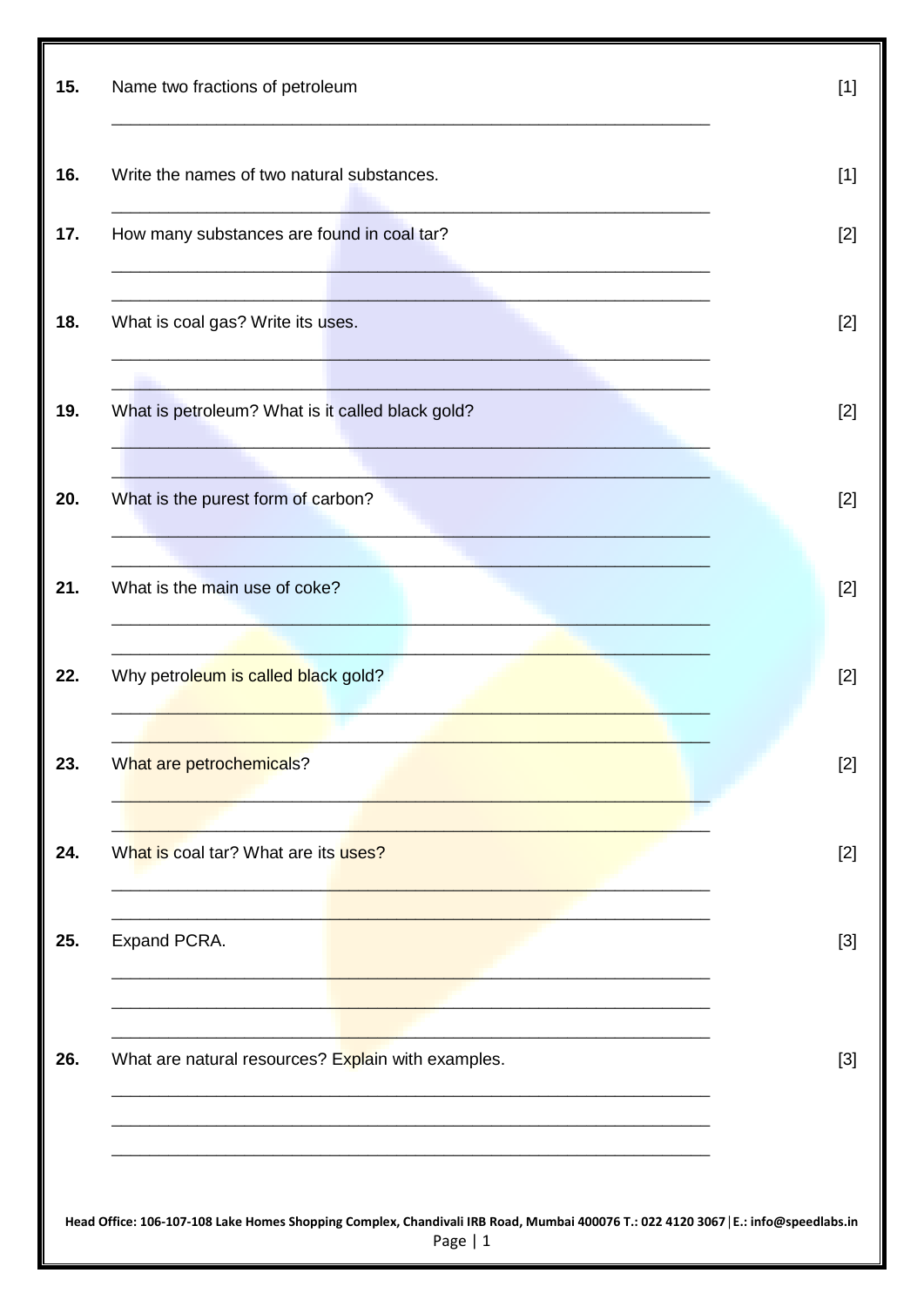15. Name two fractions of petroleum [1]

______________________________________________________________

16. Write the names of two natural substances. [1]

______________________________________________________________

17. How many substances are found in coal tar? [2]

______________________________________________________________

______________________________________________________________

18. What is coal gas? Write its uses. [2]

______________________________________________________________

______________________________________________________________

19. What is petroleum? What is it called black gold? [2]

______________________________________________________________

______________________________________________________________

20. What is the purest form of carbon? [2]

______________________________________________________________

______________________________________________________________

21. What is the main use of coke? [2]

______________________________________________________________

______________________________________________________________

22. Why petroleum is called black gold? [2]

______________________________________________________________

______________________________________________________________

23. What are petrochemicals? [2]

______________________________________________________________

______________________________________________________________

24. What is coal tar? What are its uses? [2]

______________________________________________________________

______________________________________________________________

25. Expand PCRA. [3]

______________________________________________________________

______________________________________________________________

______________________________________________________________

26. What are natural resources? Explain with examples. [3]

______________________________________________________________

______________________________________________________________

______________________________________________________________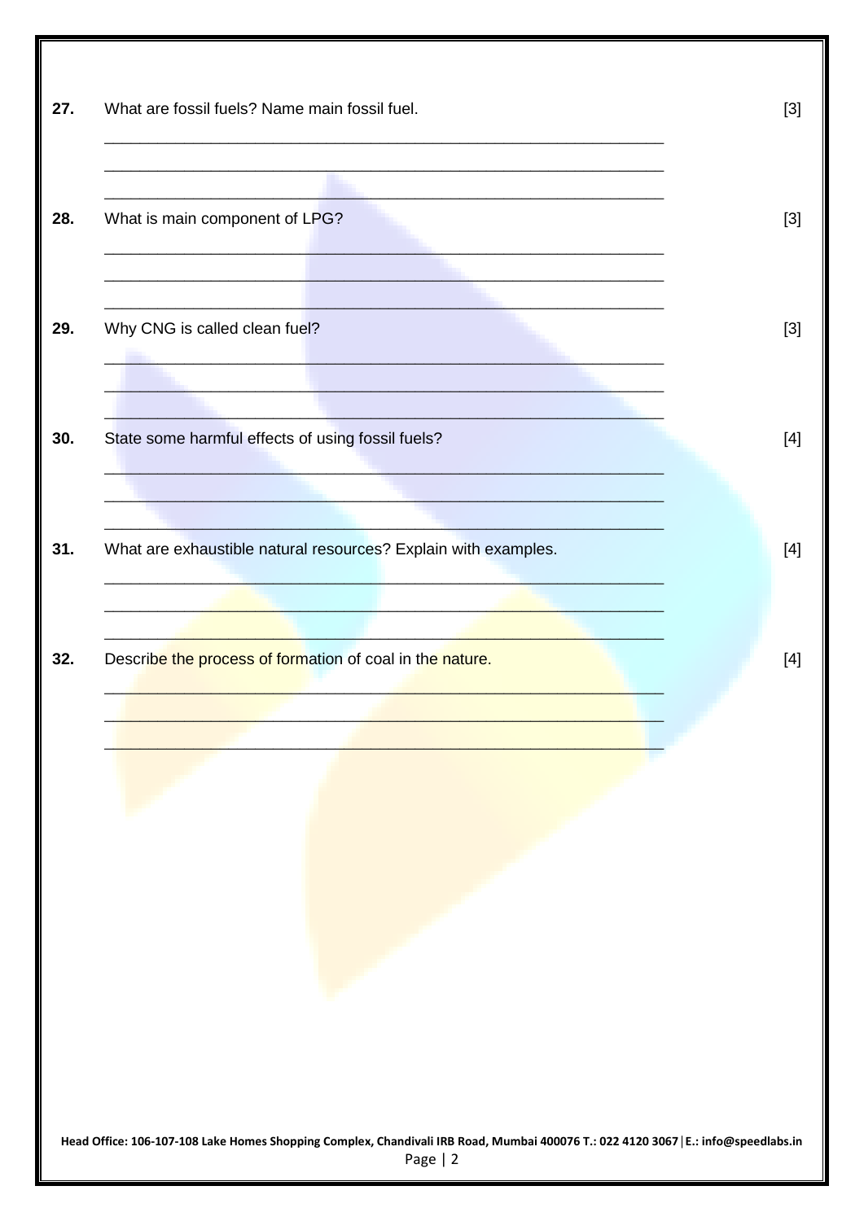**27.** What are fossil fuels? Name main fossil fuel. [3]

______________________________________________________________

______________________________________________________________

______________________________________________________________

**28.** What is main component of LPG? [3]

______________________________________________________________

______________________________________________________________

______________________________________________________________

**29.** Why CNG is called clean fuel? [3]

______________________________________________________________

______________________________________________________________

______________________________________________________________

**30.** State some harmful effects of using fossil fuels? [4]

______________________________________________________________

______________________________________________________________

______________________________________________________________

**31.** What are exhaustible natural resources? Explain with examples. [4]

______________________________________________________________

______________________________________________________________

______________________________________________________________

**32.** Describe the process of formation of coal in the nature. [4]

______________________________________________________________

______________________________________________________________

______________________________________________________________